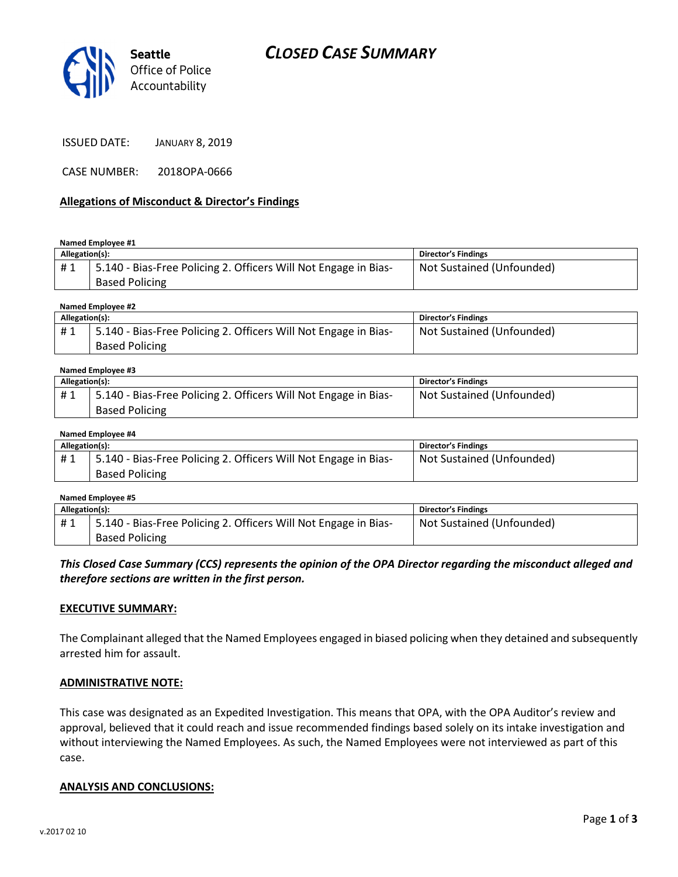# CLOSED CASE SUMMARY

Seattle Office of Police Accountability

ISSUED DATE: JANUARY 8, 2019

CASE NUMBER: 2018OPA-0666

## Allegations of Misconduct & Director's Findings

**Named Employee #1**

| Allegation(s): | | Director's Findings |
|---|---|---|
| # 1 | 5.140 - Bias-Free Policing 2. Officers Will Not Engage in Bias-Based Policing | Not Sustained (Unfounded) |

**Named Employee #2**

| Allegation(s): | | Director's Findings |
|---|---|---|
| # 1 | 5.140 - Bias-Free Policing 2. Officers Will Not Engage in Bias-Based Policing | Not Sustained (Unfounded) |

**Named Employee #3**

| Allegation(s): | | Director's Findings |
|---|---|---|
| # 1 | 5.140 - Bias-Free Policing 2. Officers Will Not Engage in Bias-Based Policing | Not Sustained (Unfounded) |

**Named Employee #4**

| Allegation(s): | | Director's Findings |
|---|---|---|
| # 1 | 5.140 - Bias-Free Policing 2. Officers Will Not Engage in Bias-Based Policing | Not Sustained (Unfounded) |

**Named Employee #5**

| Allegation(s): | | Director's Findings |
|---|---|---|
| # 1 | 5.140 - Bias-Free Policing 2. Officers Will Not Engage in Bias-Based Policing | Not Sustained (Unfounded) |

***This Closed Case Summary (CCS) represents the opinion of the OPA Director regarding the misconduct alleged and therefore sections are written in the first person.***

## EXECUTIVE SUMMARY:

The Complainant alleged that the Named Employees engaged in biased policing when they detained and subsequently arrested him for assault.

## ADMINISTRATIVE NOTE:

This case was designated as an Expedited Investigation. This means that OPA, with the OPA Auditor's review and approval, believed that it could reach and issue recommended findings based solely on its intake investigation and without interviewing the Named Employees. As such, the Named Employees were not interviewed as part of this case.

## ANALYSIS AND CONCLUSIONS: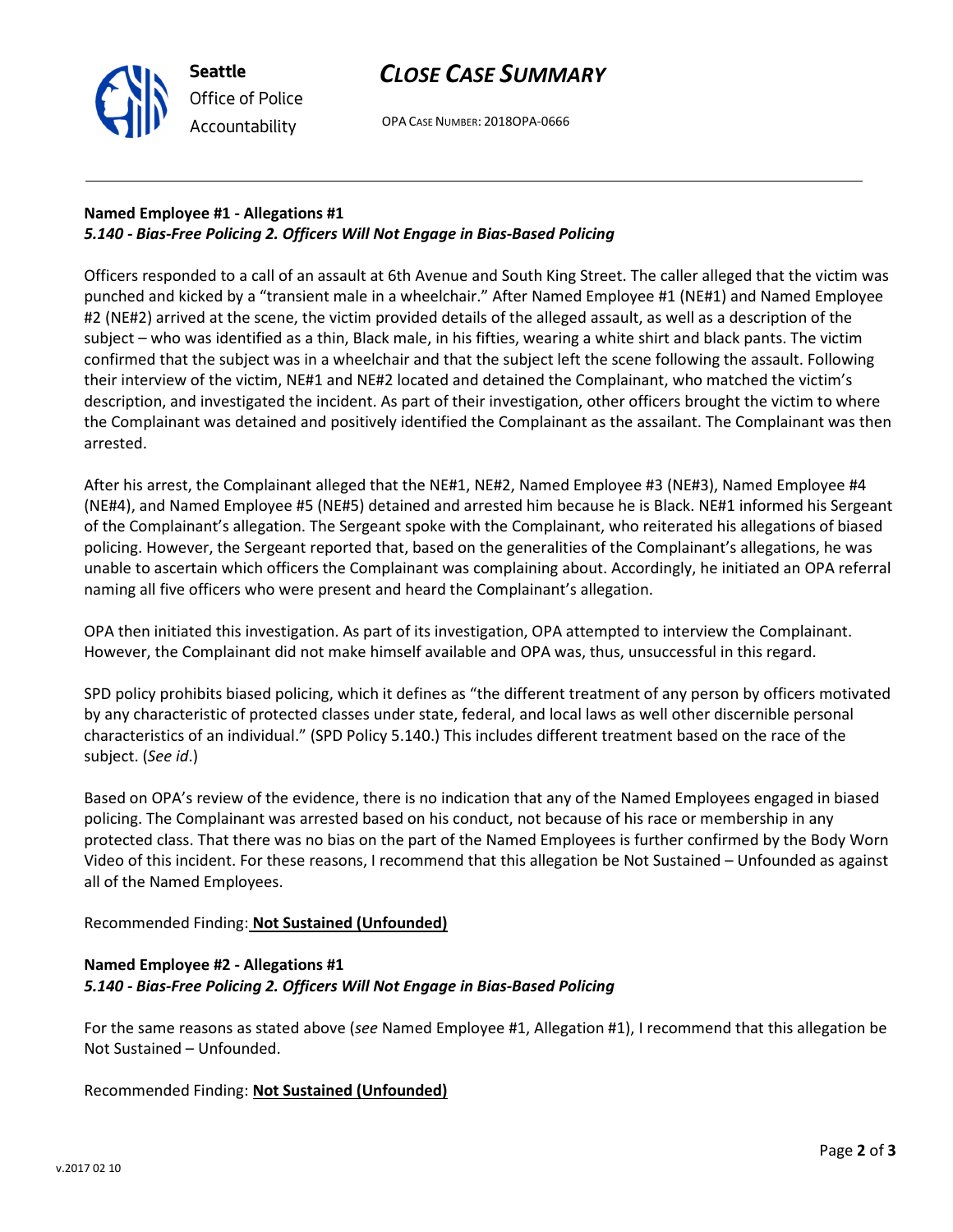**Named Employee #1 - Allegations #1**
***5.140 - Bias-Free Policing 2. Officers Will Not Engage in Bias-Based Policing***

Officers responded to a call of an assault at 6th Avenue and South King Street. The caller alleged that the victim was punched and kicked by a "transient male in a wheelchair." After Named Employee #1 (NE#1) and Named Employee #2 (NE#2) arrived at the scene, the victim provided details of the alleged assault, as well as a description of the subject – who was identified as a thin, Black male, in his fifties, wearing a white shirt and black pants. The victim confirmed that the subject was in a wheelchair and that the subject left the scene following the assault. Following their interview of the victim, NE#1 and NE#2 located and detained the Complainant, who matched the victim's description, and investigated the incident. As part of their investigation, other officers brought the victim to where the Complainant was detained and positively identified the Complainant as the assailant. The Complainant was then arrested.

After his arrest, the Complainant alleged that the NE#1, NE#2, Named Employee #3 (NE#3), Named Employee #4 (NE#4), and Named Employee #5 (NE#5) detained and arrested him because he is Black. NE#1 informed his Sergeant of the Complainant's allegation. The Sergeant spoke with the Complainant, who reiterated his allegations of biased policing. However, the Sergeant reported that, based on the generalities of the Complainant's allegations, he was unable to ascertain which officers the Complainant was complaining about. Accordingly, he initiated an OPA referral naming all five officers who were present and heard the Complainant's allegation.

OPA then initiated this investigation. As part of its investigation, OPA attempted to interview the Complainant. However, the Complainant did not make himself available and OPA was, thus, unsuccessful in this regard.

SPD policy prohibits biased policing, which it defines as "the different treatment of any person by officers motivated by any characteristic of protected classes under state, federal, and local laws as well other discernible personal characteristics of an individual." (SPD Policy 5.140.) This includes different treatment based on the race of the subject. (*See id*.)

Based on OPA's review of the evidence, there is no indication that any of the Named Employees engaged in biased policing. The Complainant was arrested based on his conduct, not because of his race or membership in any protected class. That there was no bias on the part of the Named Employees is further confirmed by the Body Worn Video of this incident. For these reasons, I recommend that this allegation be Not Sustained – Unfounded as against all of the Named Employees.

Recommended Finding: **Not Sustained (Unfounded)**

**Named Employee #2 - Allegations #1**
***5.140 - Bias-Free Policing 2. Officers Will Not Engage in Bias-Based Policing***

For the same reasons as stated above (*see* Named Employee #1, Allegation #1), I recommend that this allegation be Not Sustained – Unfounded.

Recommended Finding: **Not Sustained (Unfounded)**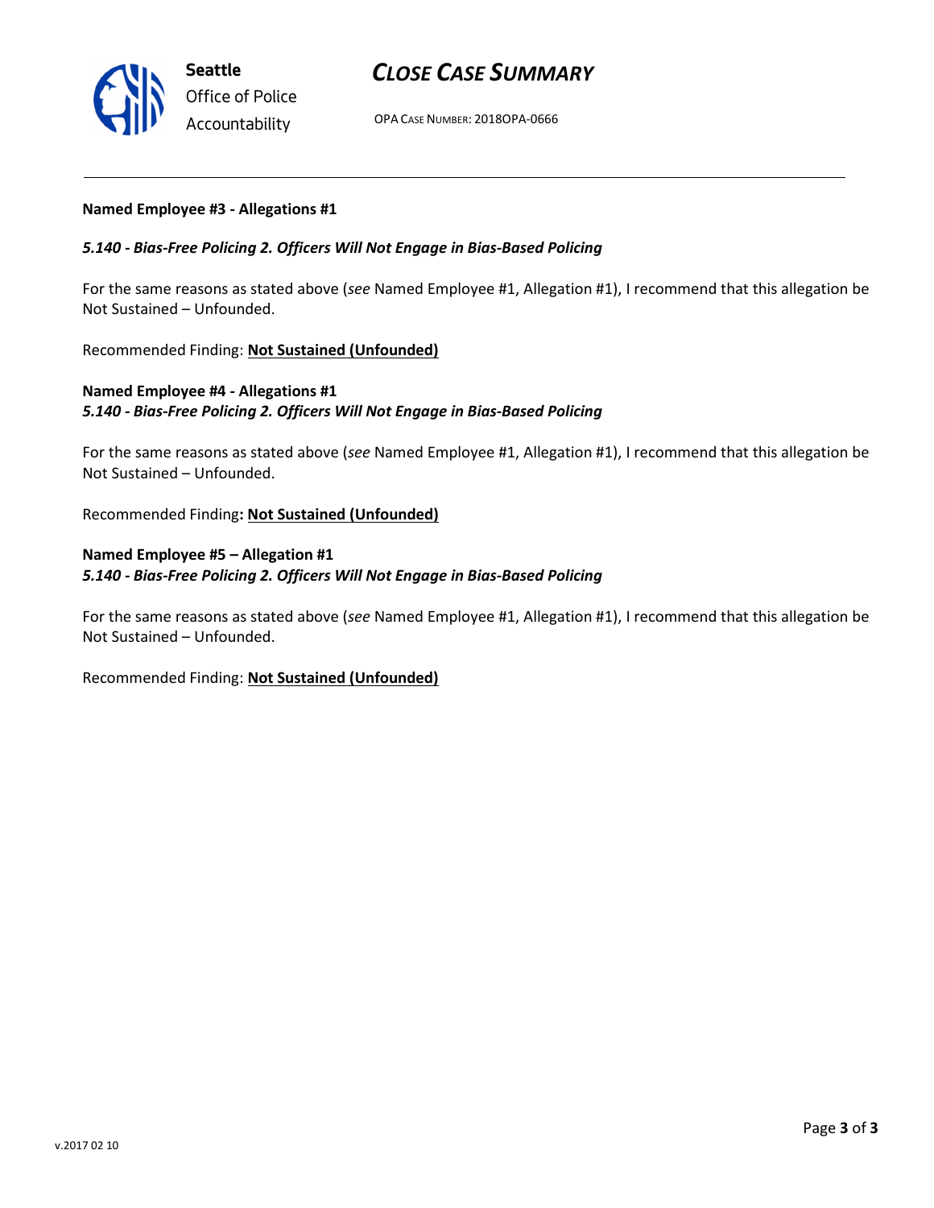**Named Employee #3 - Allegations #1**

***5.140 - Bias-Free Policing 2. Officers Will Not Engage in Bias-Based Policing***

For the same reasons as stated above (*see* Named Employee #1, Allegation #1), I recommend that this allegation be Not Sustained – Unfounded.

Recommended Finding: **Not Sustained (Unfounded)**

**Named Employee #4 - Allegations #1**
***5.140 - Bias-Free Policing 2. Officers Will Not Engage in Bias-Based Policing***

For the same reasons as stated above (*see* Named Employee #1, Allegation #1), I recommend that this allegation be Not Sustained – Unfounded.

Recommended Finding**: Not Sustained (Unfounded)**

**Named Employee #5 – Allegation #1**
***5.140 - Bias-Free Policing 2. Officers Will Not Engage in Bias-Based Policing***

For the same reasons as stated above (*see* Named Employee #1, Allegation #1), I recommend that this allegation be Not Sustained – Unfounded.

Recommended Finding: **Not Sustained (Unfounded)**